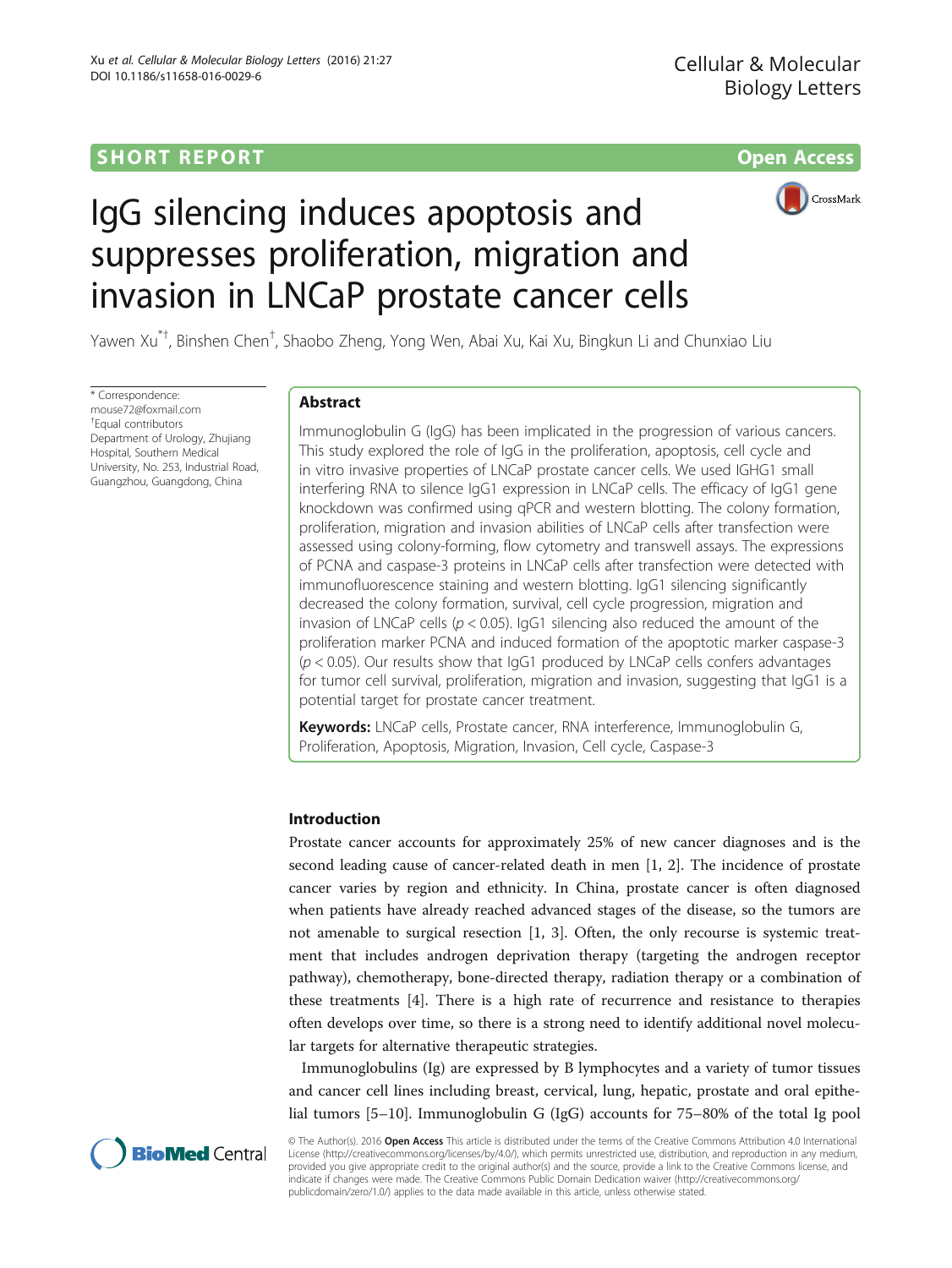SHORT REPORT

Open Access

# IgG silencing induces apoptosis and suppresses proliferation, migration and invasion in LNCaP prostate cancer cells

Yawen Xu[*†], Binshen Chen[†], Shaobo Zheng, Yong Wen, Abai Xu, Kai Xu, Bingkun Li and Chunxiao Liu

\* Correspondence: mouse72@foxmail.com
[†]Equal contributors
Department of Urology, Zhujiang Hospital, Southern Medical University, No. 253, Industrial Road, Guangzhou, Guangdong, China

## Abstract

Immunoglobulin G (IgG) has been implicated in the progression of various cancers. This study explored the role of IgG in the proliferation, apoptosis, cell cycle and in vitro invasive properties of LNCaP prostate cancer cells. We used IGHG1 small interfering RNA to silence IgG1 expression in LNCaP cells. The efficacy of IgG1 gene knockdown was confirmed using qPCR and western blotting. The colony formation, proliferation, migration and invasion abilities of LNCaP cells after transfection were assessed using colony-forming, flow cytometry and transwell assays. The expressions of PCNA and caspase-3 proteins in LNCaP cells after transfection were detected with immunofluorescence staining and western blotting. IgG1 silencing significantly decreased the colony formation, survival, cell cycle progression, migration and invasion of LNCaP cells ($p < 0.05$). IgG1 silencing also reduced the amount of the proliferation marker PCNA and induced formation of the apoptotic marker caspase-3 ($p < 0.05$). Our results show that IgG1 produced by LNCaP cells confers advantages for tumor cell survival, proliferation, migration and invasion, suggesting that IgG1 is a potential target for prostate cancer treatment.

**Keywords:** LNCaP cells, Prostate cancer, RNA interference, Immunoglobulin G, Proliferation, Apoptosis, Migration, Invasion, Cell cycle, Caspase-3

## Introduction

Prostate cancer accounts for approximately 25% of new cancer diagnoses and is the second leading cause of cancer-related death in men [1, 2]. The incidence of prostate cancer varies by region and ethnicity. In China, prostate cancer is often diagnosed when patients have already reached advanced stages of the disease, so the tumors are not amenable to surgical resection [1, 3]. Often, the only recourse is systemic treatment that includes androgen deprivation therapy (targeting the androgen receptor pathway), chemotherapy, bone-directed therapy, radiation therapy or a combination of these treatments [4]. There is a high rate of recurrence and resistance to therapies often develops over time, so there is a strong need to identify additional novel molecular targets for alternative therapeutic strategies.

Immunoglobulins (Ig) are expressed by B lymphocytes and a variety of tumor tissues and cancer cell lines including breast, cervical, lung, hepatic, prostate and oral epithelial tumors [5–10]. Immunoglobulin G (IgG) accounts for 75–80% of the total Ig pool

© The Author(s). 2016 **Open Access** This article is distributed under the terms of the Creative Commons Attribution 4.0 International License (http://creativecommons.org/licenses/by/4.0/), which permits unrestricted use, distribution, and reproduction in any medium, provided you give appropriate credit to the original author(s) and the source, provide a link to the Creative Commons license, and indicate if changes were made. The Creative Commons Public Domain Dedication waiver (http://creativecommons.org/publicdomain/zero/1.0/) applies to the data made available in this article, unless otherwise stated.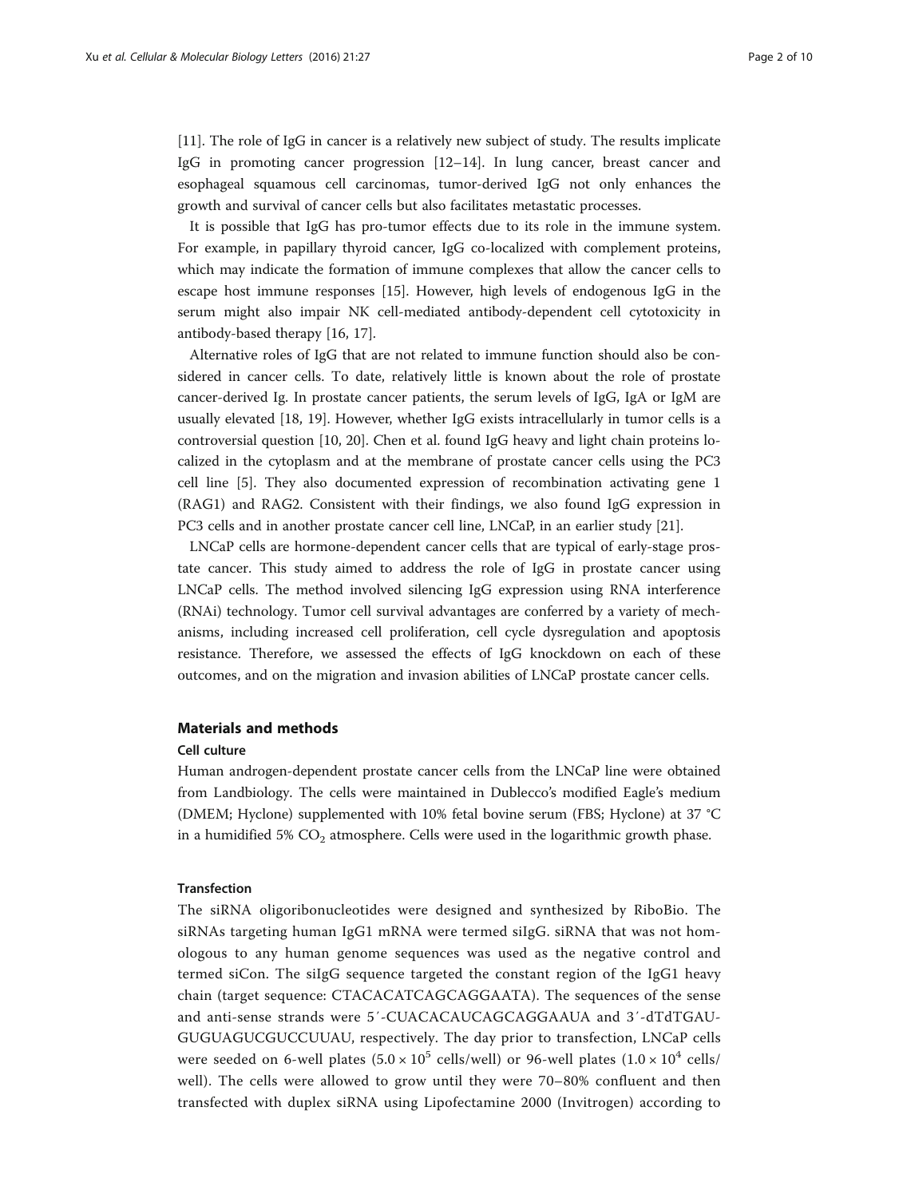[11]. The role of IgG in cancer is a relatively new subject of study. The results implicate IgG in promoting cancer progression [12–14]. In lung cancer, breast cancer and esophageal squamous cell carcinomas, tumor-derived IgG not only enhances the growth and survival of cancer cells but also facilitates metastatic processes.

It is possible that IgG has pro-tumor effects due to its role in the immune system. For example, in papillary thyroid cancer, IgG co-localized with complement proteins, which may indicate the formation of immune complexes that allow the cancer cells to escape host immune responses [15]. However, high levels of endogenous IgG in the serum might also impair NK cell-mediated antibody-dependent cell cytotoxicity in antibody-based therapy [16, 17].

Alternative roles of IgG that are not related to immune function should also be considered in cancer cells. To date, relatively little is known about the role of prostate cancer-derived Ig. In prostate cancer patients, the serum levels of IgG, IgA or IgM are usually elevated [18, 19]. However, whether IgG exists intracellularly in tumor cells is a controversial question [10, 20]. Chen et al. found IgG heavy and light chain proteins localized in the cytoplasm and at the membrane of prostate cancer cells using the PC3 cell line [5]. They also documented expression of recombination activating gene 1 (RAG1) and RAG2. Consistent with their findings, we also found IgG expression in PC3 cells and in another prostate cancer cell line, LNCaP, in an earlier study [21].

LNCaP cells are hormone-dependent cancer cells that are typical of early-stage prostate cancer. This study aimed to address the role of IgG in prostate cancer using LNCaP cells. The method involved silencing IgG expression using RNA interference (RNAi) technology. Tumor cell survival advantages are conferred by a variety of mechanisms, including increased cell proliferation, cell cycle dysregulation and apoptosis resistance. Therefore, we assessed the effects of IgG knockdown on each of these outcomes, and on the migration and invasion abilities of LNCaP prostate cancer cells.

## Materials and methods

### Cell culture

Human androgen-dependent prostate cancer cells from the LNCaP line were obtained from Landbiology. The cells were maintained in Dublecco's modified Eagle's medium (DMEM; Hyclone) supplemented with 10% fetal bovine serum (FBS; Hyclone) at 37 °C in a humidified 5% $CO_2$ atmosphere. Cells were used in the logarithmic growth phase.

### Transfection

The siRNA oligoribonucleotides were designed and synthesized by RiboBio. The siRNAs targeting human IgG1 mRNA were termed siIgG. siRNA that was not homologous to any human genome sequences was used as the negative control and termed siCon. The siIgG sequence targeted the constant region of the IgG1 heavy chain (target sequence: CTACACATCAGCAGGAATA). The sequences of the sense and anti-sense strands were 5′-CUACACAUCAGCAGGAAUA and 3′-dTdTGAUGUGUAGUCGUCCUUAU, respectively. The day prior to transfection, LNCaP cells were seeded on 6-well plates ($5.0 \times 10^5$ cells/well) or 96-well plates ($1.0 \times 10^4$ cells/well). The cells were allowed to grow until they were 70–80% confluent and then transfected with duplex siRNA using Lipofectamine 2000 (Invitrogen) according to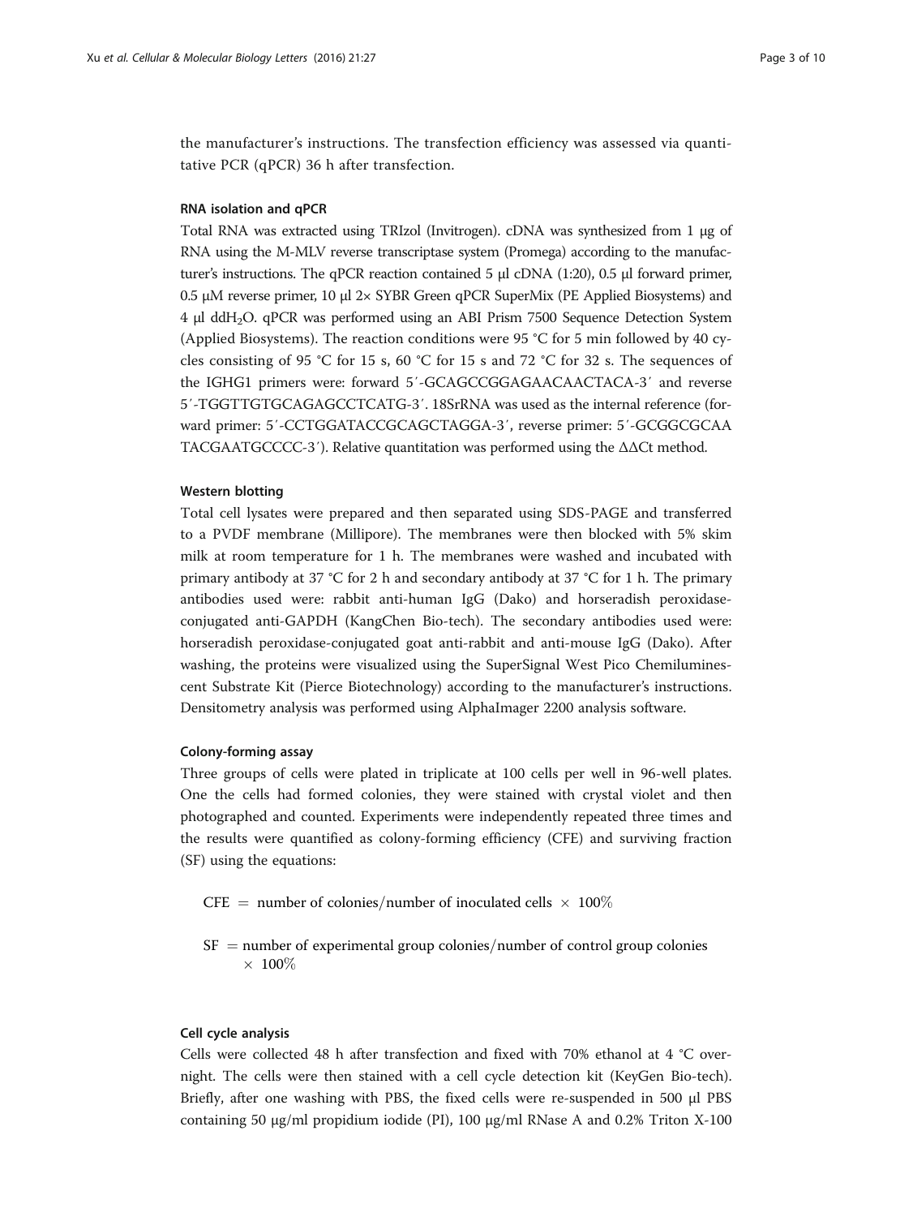the manufacturer's instructions. The transfection efficiency was assessed via quantitative PCR (qPCR) 36 h after transfection.

#### RNA isolation and qPCR

Total RNA was extracted using TRIzol (Invitrogen). cDNA was synthesized from 1 μg of RNA using the M-MLV reverse transcriptase system (Promega) according to the manufacturer's instructions. The qPCR reaction contained 5 μl cDNA (1:20), 0.5 μl forward primer, 0.5 μM reverse primer, 10 μl 2× SYBR Green qPCR SuperMix (PE Applied Biosystems) and 4 μl $ddH_2O$. qPCR was performed using an ABI Prism 7500 Sequence Detection System (Applied Biosystems). The reaction conditions were 95 °C for 5 min followed by 40 cycles consisting of 95 °C for 15 s, 60 °C for 15 s and 72 °C for 32 s. The sequences of the IGHG1 primers were: forward 5′-GCAGCCGGAGAACAACTACA-3′ and reverse 5′-TGGTTGTGCAGAGCCTCATG-3′. 18SrRNA was used as the internal reference (forward primer: 5′-CCTGGATACCGCAGCTAGGA-3′, reverse primer: 5′-GCGGCGCAATACGAATGCCCC-3′). Relative quantitation was performed using the ΔΔCt method.

#### Western blotting

Total cell lysates were prepared and then separated using SDS-PAGE and transferred to a PVDF membrane (Millipore). The membranes were then blocked with 5% skim milk at room temperature for 1 h. The membranes were washed and incubated with primary antibody at 37 °C for 2 h and secondary antibody at 37 °C for 1 h. The primary antibodies used were: rabbit anti-human IgG (Dako) and horseradish peroxidase-conjugated anti-GAPDH (KangChen Bio-tech). The secondary antibodies used were: horseradish peroxidase-conjugated goat anti-rabbit and anti-mouse IgG (Dako). After washing, the proteins were visualized using the SuperSignal West Pico Chemiluminescent Substrate Kit (Pierce Biotechnology) according to the manufacturer's instructions. Densitometry analysis was performed using AlphaImager 2200 analysis software.

#### Colony-forming assay

Three groups of cells were plated in triplicate at 100 cells per well in 96-well plates. One the cells had formed colonies, they were stained with crystal violet and then photographed and counted. Experiments were independently repeated three times and the results were quantified as colony-forming efficiency (CFE) and surviving fraction (SF) using the equations:

$$\text{CFE} = \text{number of colonies}/\text{number of inoculated cells} \times 100\%$$

$$\text{SF} = \text{number of experimental group colonies}/\text{number of control group colonies} \times 100\%$$

#### Cell cycle analysis

Cells were collected 48 h after transfection and fixed with 70% ethanol at 4 °C overnight. The cells were then stained with a cell cycle detection kit (KeyGen Bio-tech). Briefly, after one washing with PBS, the fixed cells were re-suspended in 500 μl PBS containing 50 μg/ml propidium iodide (PI), 100 μg/ml RNase A and 0.2% Triton X-100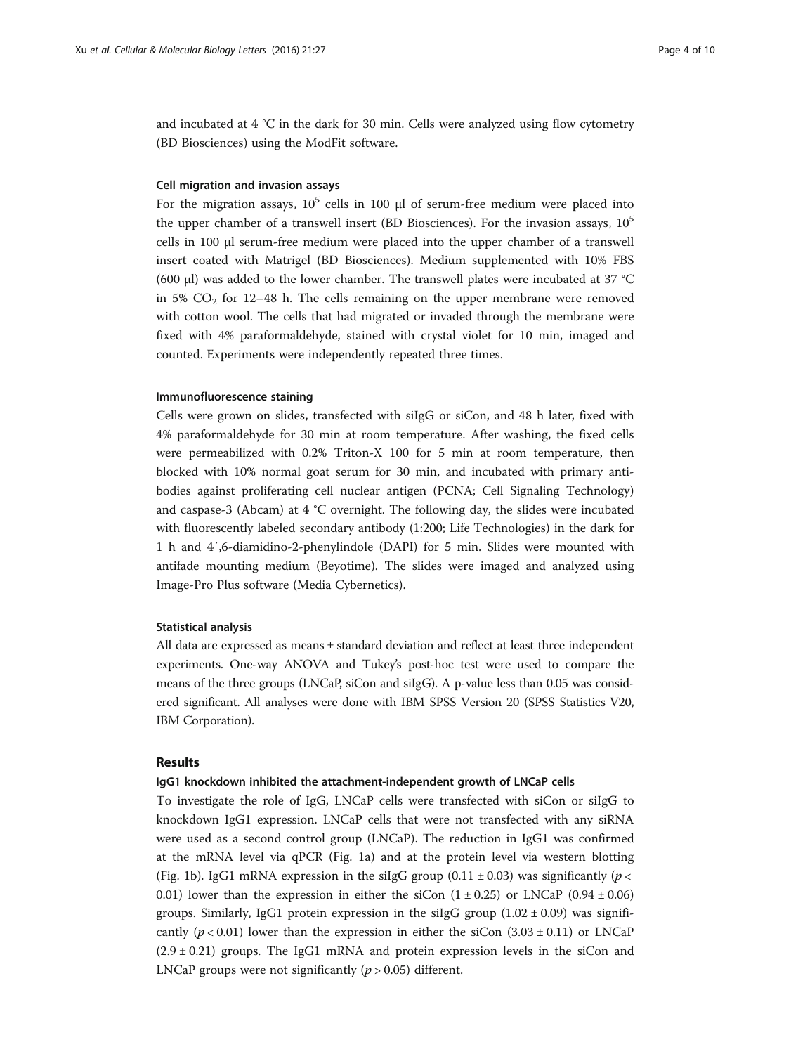and incubated at 4 °C in the dark for 30 min. Cells were analyzed using flow cytometry (BD Biosciences) using the ModFit software.

#### Cell migration and invasion assays

For the migration assays, $10^5$ cells in 100 μl of serum-free medium were placed into the upper chamber of a transwell insert (BD Biosciences). For the invasion assays, $10^5$ cells in 100 μl serum-free medium were placed into the upper chamber of a transwell insert coated with Matrigel (BD Biosciences). Medium supplemented with 10% FBS (600 μl) was added to the lower chamber. The transwell plates were incubated at 37 °C in 5% $CO_2$ for 12–48 h. The cells remaining on the upper membrane were removed with cotton wool. The cells that had migrated or invaded through the membrane were fixed with 4% paraformaldehyde, stained with crystal violet for 10 min, imaged and counted. Experiments were independently repeated three times.

#### Immunofluorescence staining

Cells were grown on slides, transfected with siIgG or siCon, and 48 h later, fixed with 4% paraformaldehyde for 30 min at room temperature. After washing, the fixed cells were permeabilized with 0.2% Triton-X 100 for 5 min at room temperature, then blocked with 10% normal goat serum for 30 min, and incubated with primary antibodies against proliferating cell nuclear antigen (PCNA; Cell Signaling Technology) and caspase-3 (Abcam) at 4 °C overnight. The following day, the slides were incubated with fluorescently labeled secondary antibody (1:200; Life Technologies) in the dark for 1 h and 4′,6-diamidino-2-phenylindole (DAPI) for 5 min. Slides were mounted with antifade mounting medium (Beyotime). The slides were imaged and analyzed using Image-Pro Plus software (Media Cybernetics).

#### Statistical analysis

All data are expressed as means ± standard deviation and reflect at least three independent experiments. One-way ANOVA and Tukey's post-hoc test were used to compare the means of the three groups (LNCaP, siCon and siIgG). A p-value less than 0.05 was considered significant. All analyses were done with IBM SPSS Version 20 (SPSS Statistics V20, IBM Corporation).

## Results

#### IgG1 knockdown inhibited the attachment-independent growth of LNCaP cells

To investigate the role of IgG, LNCaP cells were transfected with siCon or siIgG to knockdown IgG1 expression. LNCaP cells that were not transfected with any siRNA were used as a second control group (LNCaP). The reduction in IgG1 was confirmed at the mRNA level via qPCR (Fig. 1a) and at the protein level via western blotting (Fig. 1b). IgG1 mRNA expression in the siIgG group (0.11 ± 0.03) was significantly ($p < 0.01$) lower than the expression in either the siCon (1 ± 0.25) or LNCaP (0.94 ± 0.06) groups. Similarly, IgG1 protein expression in the siIgG group (1.02 ± 0.09) was significantly ($p < 0.01$) lower than the expression in either the siCon (3.03 ± 0.11) or LNCaP (2.9 ± 0.21) groups. The IgG1 mRNA and protein expression levels in the siCon and LNCaP groups were not significantly ($p > 0.05$) different.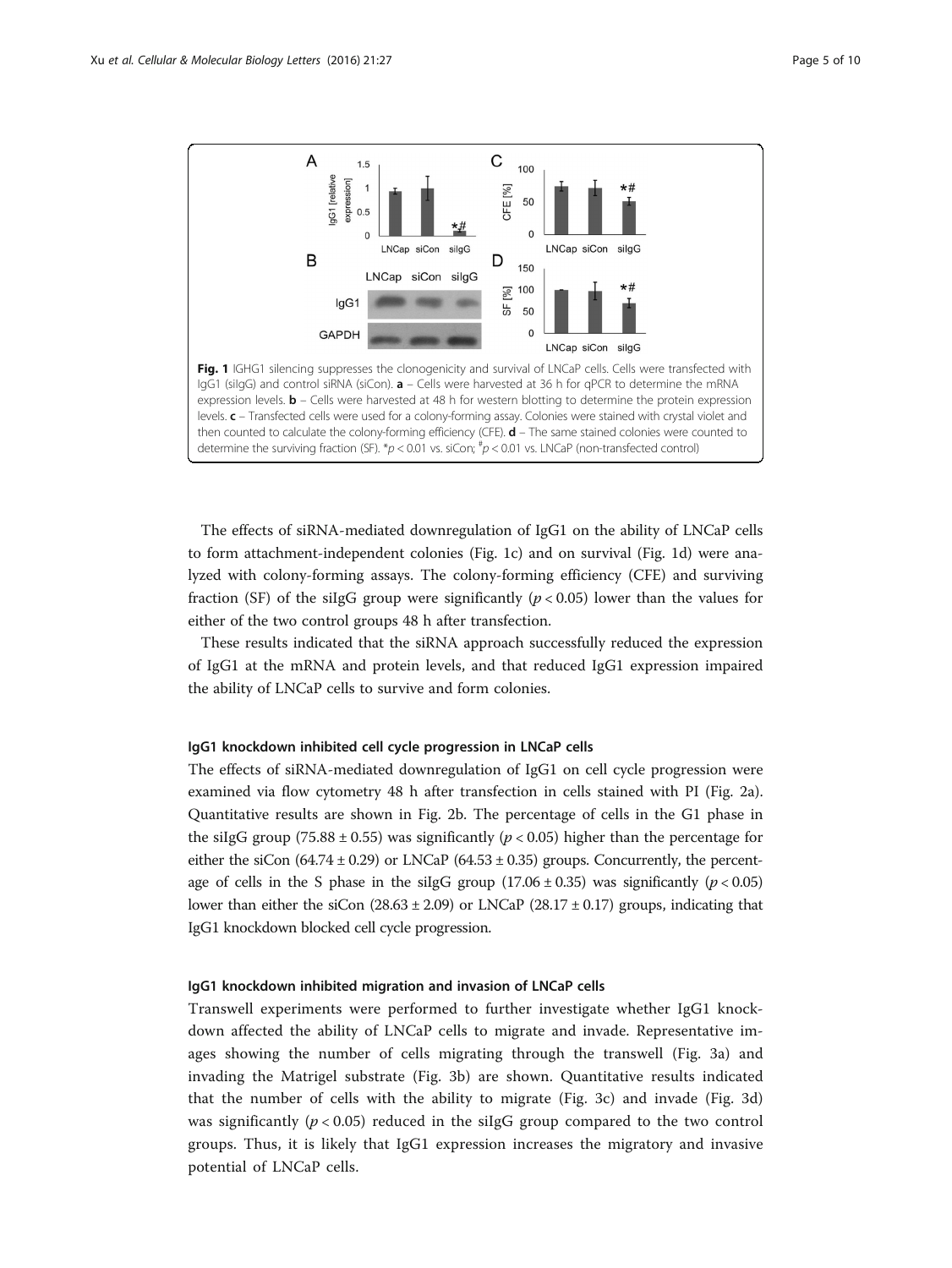**Fig. 1** IGHG1 silencing suppresses the clonogenicity and survival of LNCaP cells. Cells were transfected with IgG1 (siIgG) and control siRNA (siCon). **a** – Cells were harvested at 36 h for qPCR to determine the mRNA expression levels. **b** – Cells were harvested at 48 h for western blotting to determine the protein expression levels. **c** – Transfected cells were used for a colony-forming assay. Colonies were stained with crystal violet and then counted to calculate the colony-forming efficiency (CFE). **d** – The same stained colonies were counted to determine the surviving fraction (SF). *$p < 0.01$ vs. siCon; #$p < 0.01$ vs. LNCaP (non-transfected control)

The effects of siRNA-mediated downregulation of IgG1 on the ability of LNCaP cells to form attachment-independent colonies (Fig. 1c) and on survival (Fig. 1d) were analyzed with colony-forming assays. The colony-forming efficiency (CFE) and surviving fraction (SF) of the siIgG group were significantly ($p < 0.05$) lower than the values for either of the two control groups 48 h after transfection.

These results indicated that the siRNA approach successfully reduced the expression of IgG1 at the mRNA and protein levels, and that reduced IgG1 expression impaired the ability of LNCaP cells to survive and form colonies.

#### IgG1 knockdown inhibited cell cycle progression in LNCaP cells

The effects of siRNA-mediated downregulation of IgG1 on cell cycle progression were examined via flow cytometry 48 h after transfection in cells stained with PI (Fig. 2a). Quantitative results are shown in Fig. 2b. The percentage of cells in the G1 phase in the siIgG group (75.88 ± 0.55) was significantly ($p < 0.05$) higher than the percentage for either the siCon (64.74 ± 0.29) or LNCaP (64.53 ± 0.35) groups. Concurrently, the percentage of cells in the S phase in the siIgG group (17.06 ± 0.35) was significantly ($p < 0.05$) lower than either the siCon (28.63 ± 2.09) or LNCaP (28.17 ± 0.17) groups, indicating that IgG1 knockdown blocked cell cycle progression.

#### IgG1 knockdown inhibited migration and invasion of LNCaP cells

Transwell experiments were performed to further investigate whether IgG1 knockdown affected the ability of LNCaP cells to migrate and invade. Representative images showing the number of cells migrating through the transwell (Fig. 3a) and invading the Matrigel substrate (Fig. 3b) are shown. Quantitative results indicated that the number of cells with the ability to migrate (Fig. 3c) and invade (Fig. 3d) was significantly ($p < 0.05$) reduced in the siIgG group compared to the two control groups. Thus, it is likely that IgG1 expression increases the migratory and invasive potential of LNCaP cells.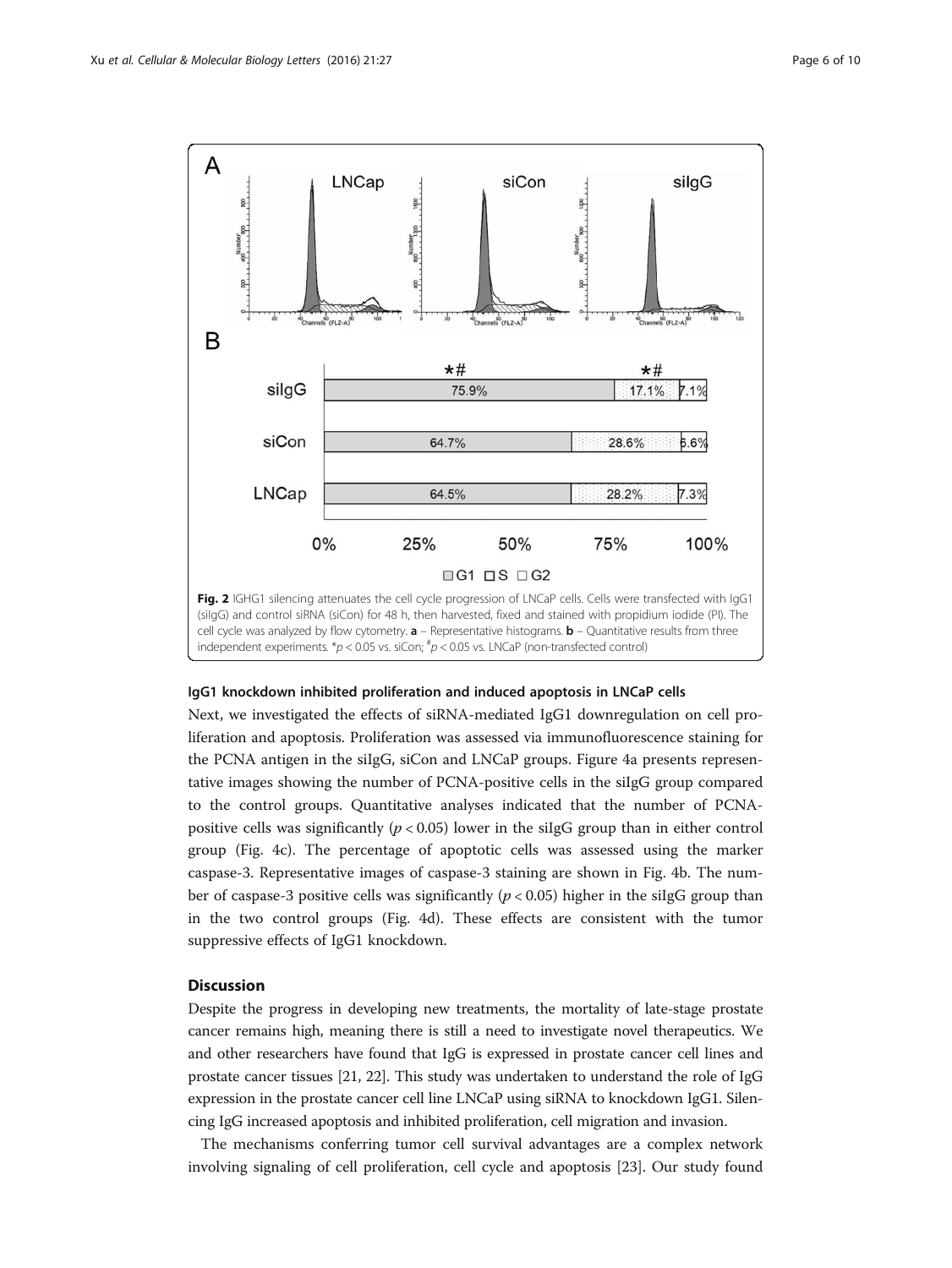**Fig. 2** IGHG1 silencing attenuates the cell cycle progression of LNCaP cells. Cells were transfected with IgG1 (siIgG) and control siRNA (siCon) for 48 h, then harvested, fixed and stained with propidium iodide (PI). The cell cycle was analyzed by flow cytometry. **a** – Representative histograms. **b** – Quantitative results from three independent experiments. *$p < 0.05$ vs. siCon; $^{\#}p < 0.05$ vs. LNCaP (non-transfected control)

### IgG1 knockdown inhibited proliferation and induced apoptosis in LNCaP cells

Next, we investigated the effects of siRNA-mediated IgG1 downregulation on cell proliferation and apoptosis. Proliferation was assessed via immunofluorescence staining for the PCNA antigen in the siIgG, siCon and LNCaP groups. Figure 4a presents representative images showing the number of PCNA-positive cells in the siIgG group compared to the control groups. Quantitative analyses indicated that the number of PCNA-positive cells was significantly ($p < 0.05$) lower in the siIgG group than in either control group (Fig. 4c). The percentage of apoptotic cells was assessed using the marker caspase-3. Representative images of caspase-3 staining are shown in Fig. 4b. The number of caspase-3 positive cells was significantly ($p < 0.05$) higher in the siIgG group than in the two control groups (Fig. 4d). These effects are consistent with the tumor suppressive effects of IgG1 knockdown.

## Discussion

Despite the progress in developing new treatments, the mortality of late-stage prostate cancer remains high, meaning there is still a need to investigate novel therapeutics. We and other researchers have found that IgG is expressed in prostate cancer cell lines and prostate cancer tissues [21, 22]. This study was undertaken to understand the role of IgG expression in the prostate cancer cell line LNCaP using siRNA to knockdown IgG1. Silencing IgG increased apoptosis and inhibited proliferation, cell migration and invasion.

The mechanisms conferring tumor cell survival advantages are a complex network involving signaling of cell proliferation, cell cycle and apoptosis [23]. Our study found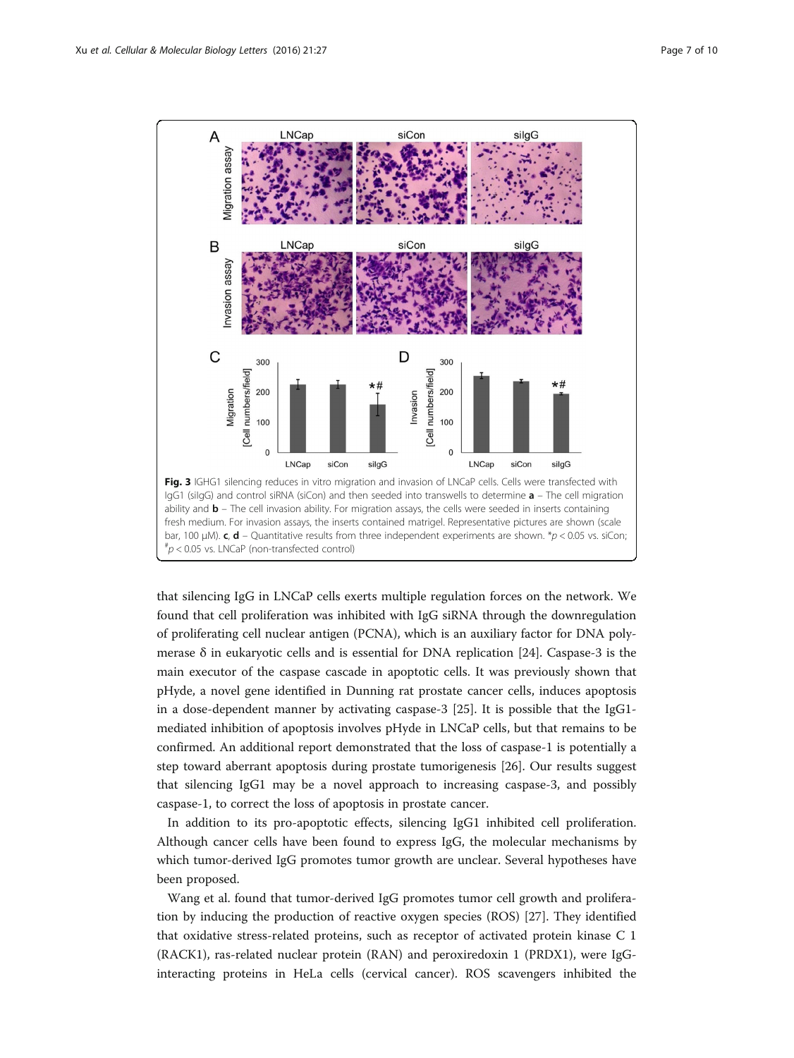**Fig. 3** IGHG1 silencing reduces in vitro migration and invasion of LNCaP cells. Cells were transfected with IgG1 (siIgG) and control siRNA (siCon) and then seeded into transwells to determine **a** – The cell migration ability and **b** – The cell invasion ability. For migration assays, the cells were seeded in inserts containing fresh medium. For invasion assays, the inserts contained matrigel. Representative pictures are shown (scale bar, 100 μM). **c**, **d** – Quantitative results from three independent experiments are shown. *$p < 0.05$ vs. siCon; #$p < 0.05$ vs. LNCaP (non-transfected control)

that silencing IgG in LNCaP cells exerts multiple regulation forces on the network. We found that cell proliferation was inhibited with IgG siRNA through the downregulation of proliferating cell nuclear antigen (PCNA), which is an auxiliary factor for DNA polymerase δ in eukaryotic cells and is essential for DNA replication [24]. Caspase-3 is the main executor of the caspase cascade in apoptotic cells. It was previously shown that pHyde, a novel gene identified in Dunning rat prostate cancer cells, induces apoptosis in a dose-dependent manner by activating caspase-3 [25]. It is possible that the IgG1-mediated inhibition of apoptosis involves pHyde in LNCaP cells, but that remains to be confirmed. An additional report demonstrated that the loss of caspase-1 is potentially a step toward aberrant apoptosis during prostate tumorigenesis [26]. Our results suggest that silencing IgG1 may be a novel approach to increasing caspase-3, and possibly caspase-1, to correct the loss of apoptosis in prostate cancer.

In addition to its pro-apoptotic effects, silencing IgG1 inhibited cell proliferation. Although cancer cells have been found to express IgG, the molecular mechanisms by which tumor-derived IgG promotes tumor growth are unclear. Several hypotheses have been proposed.

Wang et al. found that tumor-derived IgG promotes tumor cell growth and proliferation by inducing the production of reactive oxygen species (ROS) [27]. They identified that oxidative stress-related proteins, such as receptor of activated protein kinase C 1 (RACK1), ras-related nuclear protein (RAN) and peroxiredoxin 1 (PRDX1), were IgG-interacting proteins in HeLa cells (cervical cancer). ROS scavengers inhibited the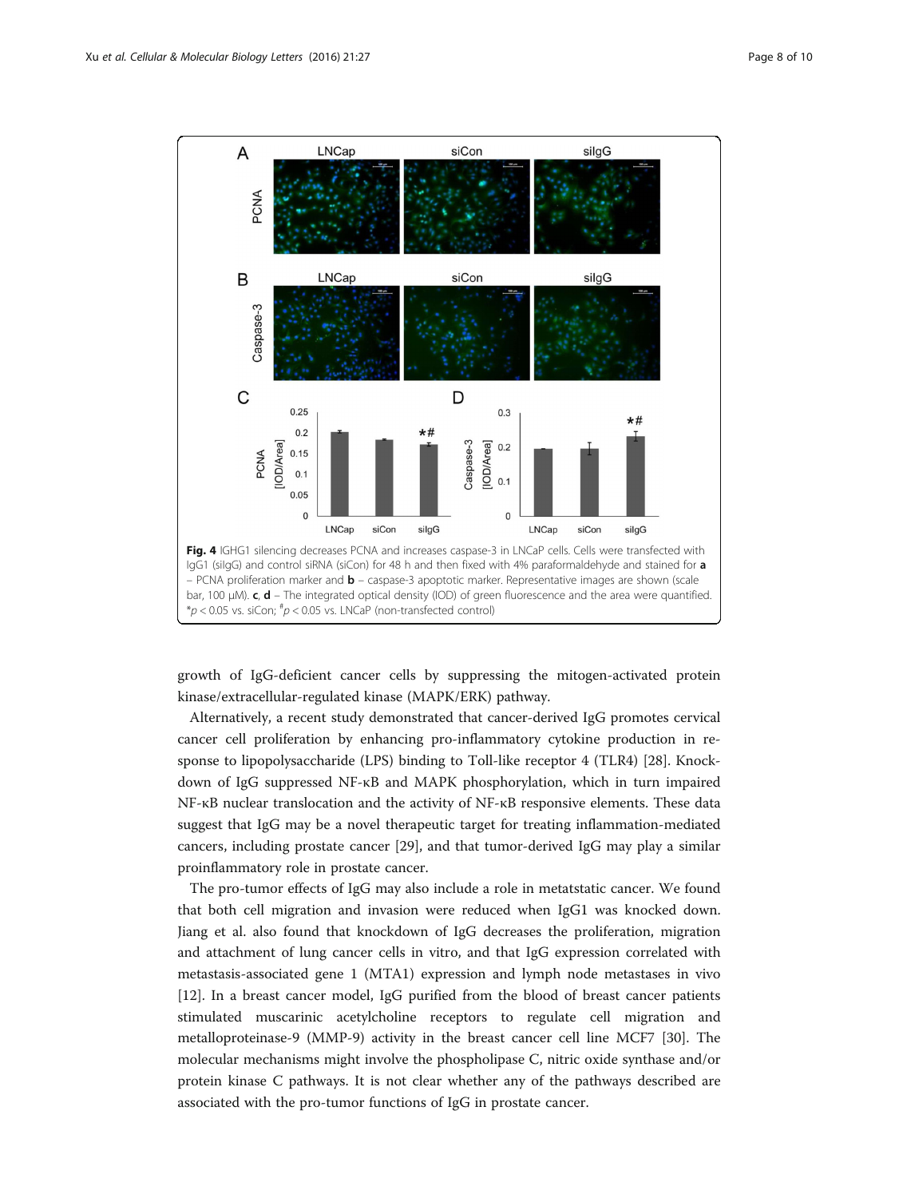**Fig. 4** IGHG1 silencing decreases PCNA and increases caspase-3 in LNCaP cells. Cells were transfected with IgG1 (siIgG) and control siRNA (siCon) for 48 h and then fixed with 4% paraformaldehyde and stained for **a** – PCNA proliferation marker and **b** – caspase-3 apoptotic marker. Representative images are shown (scale bar, 100 μM). **c**, **d** – The integrated optical density (IOD) of green fluorescence and the area were quantified. $^{*}p < 0.05$ vs. siCon; $^{\#}p < 0.05$ vs. LNCaP (non-transfected control)

growth of IgG-deficient cancer cells by suppressing the mitogen-activated protein kinase/extracellular-regulated kinase (MAPK/ERK) pathway.

Alternatively, a recent study demonstrated that cancer-derived IgG promotes cervical cancer cell proliferation by enhancing pro-inflammatory cytokine production in response to lipopolysaccharide (LPS) binding to Toll-like receptor 4 (TLR4) [28]. Knockdown of IgG suppressed NF-κB and MAPK phosphorylation, which in turn impaired NF-κB nuclear translocation and the activity of NF-κB responsive elements. These data suggest that IgG may be a novel therapeutic target for treating inflammation-mediated cancers, including prostate cancer [29], and that tumor-derived IgG may play a similar proinflammatory role in prostate cancer.

The pro-tumor effects of IgG may also include a role in metatstatic cancer. We found that both cell migration and invasion were reduced when IgG1 was knocked down. Jiang et al. also found that knockdown of IgG decreases the proliferation, migration and attachment of lung cancer cells in vitro, and that IgG expression correlated with metastasis-associated gene 1 (MTA1) expression and lymph node metastases in vivo [12]. In a breast cancer model, IgG purified from the blood of breast cancer patients stimulated muscarinic acetylcholine receptors to regulate cell migration and metalloproteinase-9 (MMP-9) activity in the breast cancer cell line MCF7 [30]. The molecular mechanisms might involve the phospholipase C, nitric oxide synthase and/or protein kinase C pathways. It is not clear whether any of the pathways described are associated with the pro-tumor functions of IgG in prostate cancer.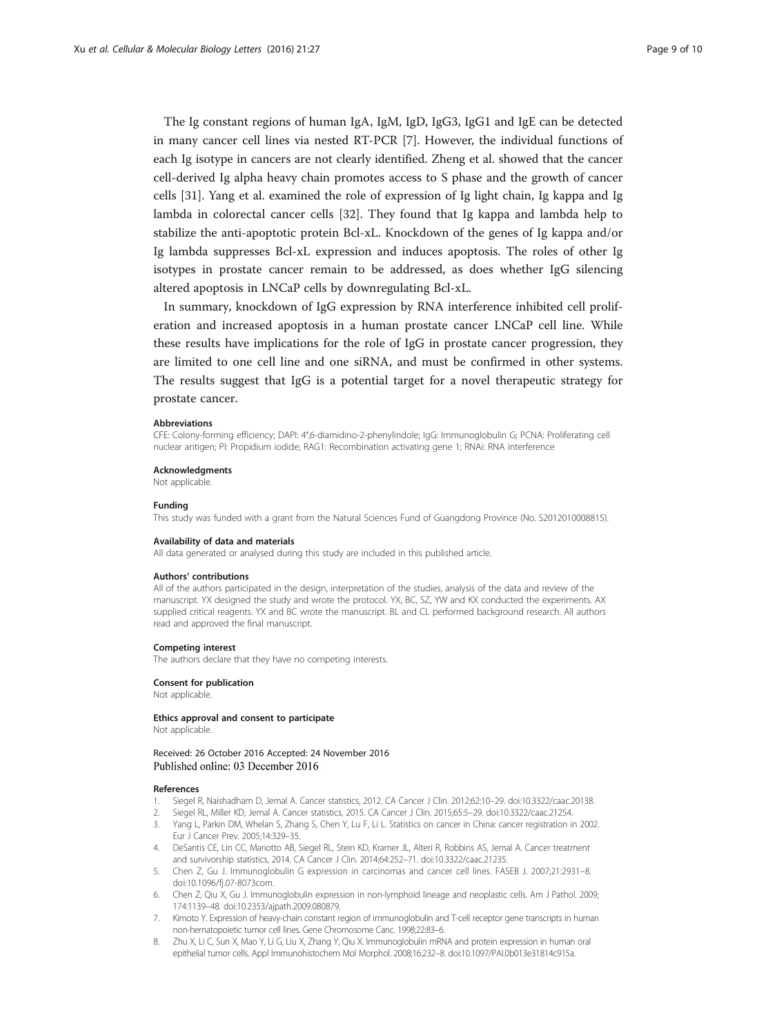The Ig constant regions of human IgA, IgM, IgD, IgG3, IgG1 and IgE can be detected in many cancer cell lines via nested RT-PCR [7]. However, the individual functions of each Ig isotype in cancers are not clearly identified. Zheng et al. showed that the cancer cell-derived Ig alpha heavy chain promotes access to S phase and the growth of cancer cells [31]. Yang et al. examined the role of expression of Ig light chain, Ig kappa and Ig lambda in colorectal cancer cells [32]. They found that Ig kappa and lambda help to stabilize the anti-apoptotic protein Bcl-xL. Knockdown of the genes of Ig kappa and/or Ig lambda suppresses Bcl-xL expression and induces apoptosis. The roles of other Ig isotypes in prostate cancer remain to be addressed, as does whether IgG silencing altered apoptosis in LNCaP cells by downregulating Bcl-xL.

In summary, knockdown of IgG expression by RNA interference inhibited cell proliferation and increased apoptosis in a human prostate cancer LNCaP cell line. While these results have implications for the role of IgG in prostate cancer progression, they are limited to one cell line and one siRNA, and must be confirmed in other systems. The results suggest that IgG is a potential target for a novel therapeutic strategy for prostate cancer.

#### Abbreviations

CFE: Colony-forming efficiency; DAPI: 4′,6-diamidino-2-phenylindole; IgG: Immunoglobulin G; PCNA: Proliferating cell nuclear antigen; PI: Propidium iodide; RAG1: Recombination activating gene 1; RNAi: RNA interference

#### Acknowledgments

Not applicable.

#### Funding

This study was funded with a grant from the Natural Sciences Fund of Guangdong Province (No. S2012010008815).

#### Availability of data and materials

All data generated or analysed during this study are included in this published article.

#### Authors' contributions

All of the authors participated in the design, interpretation of the studies, analysis of the data and review of the manuscript. YX designed the study and wrote the protocol. YX, BC, SZ, YW and KX conducted the experiments. AX supplied critical reagents. YX and BC wrote the manuscript. BL and CL performed background research. All authors read and approved the final manuscript.

#### Competing interest

The authors declare that they have no competing interests.

#### Consent for publication

Not applicable.

#### Ethics approval and consent to participate

Not applicable.

Received: 26 October 2016 Accepted: 24 November 2016
Published online: 03 December 2016

#### References

1. Siegel R, Naishadham D, Jemal A. Cancer statistics, 2012. CA Cancer J Clin. 2012;62:10–29. doi:10.3322/caac.20138.
2. Siegel RL, Miller KD, Jemal A. Cancer statistics, 2015. CA Cancer J Clin. 2015;65:5–29. doi:10.3322/caac.21254.
3. Yang L, Parkin DM, Whelan S, Zhang S, Chen Y, Lu F, Li L. Statistics on cancer in China: cancer registration in 2002. Eur J Cancer Prev. 2005;14:329–35.
4. DeSantis CE, Lin CC, Mariotto AB, Siegel RL, Stein KD, Kramer JL, Alteri R, Robbins AS, Jemal A. Cancer treatment and survivorship statistics, 2014. CA Cancer J Clin. 2014;64:252–71. doi:10.3322/caac.21235.
5. Chen Z, Gu J. Immunoglobulin G expression in carcinomas and cancer cell lines. FASEB J. 2007;21:2931–8. doi:10.1096/fj.07-8073com.
6. Chen Z, Qiu X, Gu J. Immunoglobulin expression in non-lymphoid lineage and neoplastic cells. Am J Pathol. 2009; 174:1139–48. doi:10.2353/ajpath.2009.080879.
7. Kimoto Y. Expression of heavy-chain constant region of immunoglobulin and T-cell receptor gene transcripts in human non-hematopoietic tumor cell lines. Gene Chromosome Canc. 1998;22:83–6.
8. Zhu X, Li C, Sun X, Mao Y, Li G, Liu X, Zhang Y, Qiu X. Immunoglobulin mRNA and protein expression in human oral epithelial tumor cells. Appl Immunohistochem Mol Morphol. 2008;16:232–8. doi:10.1097/PAI.0b013e31814c915a.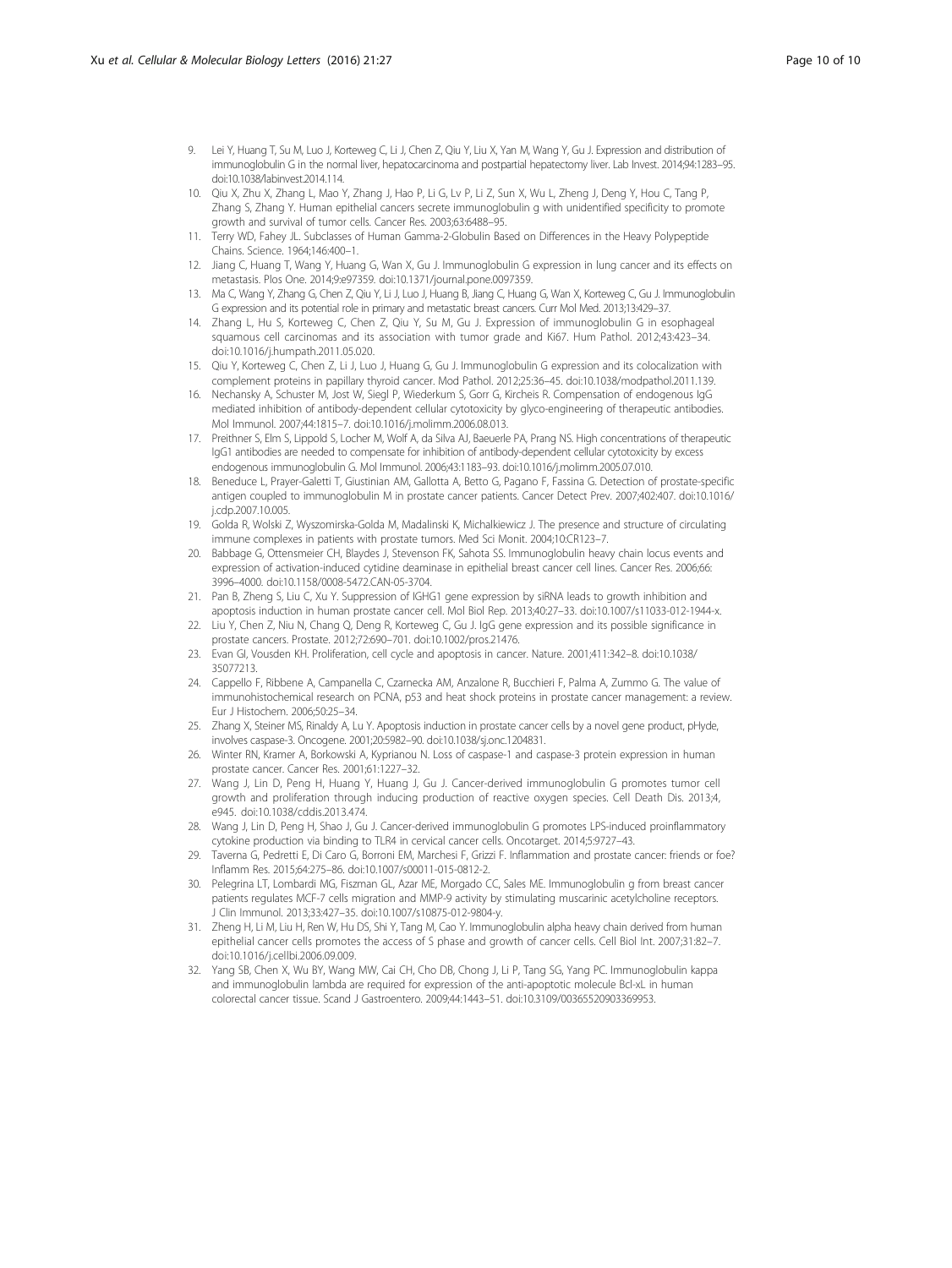9. Lei Y, Huang T, Su M, Luo J, Korteweg C, Li J, Chen Z, Qiu Y, Liu X, Yan M, Wang Y, Gu J. Expression and distribution of immunoglobulin G in the normal liver, hepatocarcinoma and postpartial hepatectomy liver. Lab Invest. 2014;94:1283–95. doi:10.1038/labinvest.2014.114.
10. Qiu X, Zhu X, Zhang L, Mao Y, Zhang J, Hao P, Li G, Lv P, Li Z, Sun X, Wu L, Zheng J, Deng Y, Hou C, Tang P, Zhang S, Zhang Y. Human epithelial cancers secrete immunoglobulin g with unidentified specificity to promote growth and survival of tumor cells. Cancer Res. 2003;63:6488–95.
11. Terry WD, Fahey JL. Subclasses of Human Gamma-2-Globulin Based on Differences in the Heavy Polypeptide Chains. Science. 1964;146:400–1.
12. Jiang C, Huang T, Wang Y, Huang G, Wan X, Gu J. Immunoglobulin G expression in lung cancer and its effects on metastasis. Plos One. 2014;9:e97359. doi:10.1371/journal.pone.0097359.
13. Ma C, Wang Y, Zhang G, Chen Z, Qiu Y, Li J, Luo J, Huang B, Jiang C, Huang G, Wan X, Korteweg C, Gu J. Immunoglobulin G expression and its potential role in primary and metastatic breast cancers. Curr Mol Med. 2013;13:429–37.
14. Zhang L, Hu S, Korteweg C, Chen Z, Qiu Y, Su M, Gu J. Expression of immunoglobulin G in esophageal squamous cell carcinomas and its association with tumor grade and Ki67. Hum Pathol. 2012;43:423–34. doi:10.1016/j.humpath.2011.05.020.
15. Qiu Y, Korteweg C, Chen Z, Li J, Luo J, Huang G, Gu J. Immunoglobulin G expression and its colocalization with complement proteins in papillary thyroid cancer. Mod Pathol. 2012;25:36–45. doi:10.1038/modpathol.2011.139.
16. Nechansky A, Schuster M, Jost W, Siegl P, Wiederkum S, Gorr G, Kircheis R. Compensation of endogenous IgG mediated inhibition of antibody-dependent cellular cytotoxicity by glyco-engineering of therapeutic antibodies. Mol Immunol. 2007;44:1815–7. doi:10.1016/j.molimm.2006.08.013.
17. Preithner S, Elm S, Lippold S, Locher M, Wolf A, da Silva AJ, Baeuerle PA, Prang NS. High concentrations of therapeutic IgG1 antibodies are needed to compensate for inhibition of antibody-dependent cellular cytotoxicity by excess endogenous immunoglobulin G. Mol Immunol. 2006;43:1183–93. doi:10.1016/j.molimm.2005.07.010.
18. Beneduce L, Prayer-Galetti T, Giustinian AM, Gallotta A, Betto G, Pagano F, Fassina G. Detection of prostate-specific antigen coupled to immunoglobulin M in prostate cancer patients. Cancer Detect Prev. 2007;402:407. doi:10.1016/j.cdp.2007.10.005.
19. Golda R, Wolski Z, Wyszomirska-Golda M, Madalinski K, Michalkiewicz J. The presence and structure of circulating immune complexes in patients with prostate tumors. Med Sci Monit. 2004;10:CR123–7.
20. Babbage G, Ottensmeier CH, Blaydes J, Stevenson FK, Sahota SS. Immunoglobulin heavy chain locus events and expression of activation-induced cytidine deaminase in epithelial breast cancer cell lines. Cancer Res. 2006;66: 3996–4000. doi:10.1158/0008-5472.CAN-05-3704.
21. Pan B, Zheng S, Liu C, Xu Y. Suppression of IGHG1 gene expression by siRNA leads to growth inhibition and apoptosis induction in human prostate cancer cell. Mol Biol Rep. 2013;40:27–33. doi:10.1007/s11033-012-1944-x.
22. Liu Y, Chen Z, Niu N, Chang Q, Deng R, Korteweg C, Gu J. IgG gene expression and its possible significance in prostate cancers. Prostate. 2012;72:690–701. doi:10.1002/pros.21476.
23. Evan GI, Vousden KH. Proliferation, cell cycle and apoptosis in cancer. Nature. 2001;411:342–8. doi:10.1038/35077213.
24. Cappello F, Ribbene A, Campanella C, Czarnecka AM, Anzalone R, Bucchieri F, Palma A, Zummo G. The value of immunohistochemical research on PCNA, p53 and heat shock proteins in prostate cancer management: a review. Eur J Histochem. 2006;50:25–34.
25. Zhang X, Steiner MS, Rinaldy A, Lu Y. Apoptosis induction in prostate cancer cells by a novel gene product, pHyde, involves caspase-3. Oncogene. 2001;20:5982–90. doi:10.1038/sj.onc.1204831.
26. Winter RN, Kramer A, Borkowski A, Kyprianou N. Loss of caspase-1 and caspase-3 protein expression in human prostate cancer. Cancer Res. 2001;61:1227–32.
27. Wang J, Lin D, Peng H, Huang Y, Huang J, Gu J. Cancer-derived immunoglobulin G promotes tumor cell growth and proliferation through inducing production of reactive oxygen species. Cell Death Dis. 2013;4, e945. doi:10.1038/cddis.2013.474.
28. Wang J, Lin D, Peng H, Shao J, Gu J. Cancer-derived immunoglobulin G promotes LPS-induced proinflammatory cytokine production via binding to TLR4 in cervical cancer cells. Oncotarget. 2014;5:9727–43.
29. Taverna G, Pedretti E, Di Caro G, Borroni EM, Marchesi F, Grizzi F. Inflammation and prostate cancer: friends or foe? Inflamm Res. 2015;64:275–86. doi:10.1007/s00011-015-0812-2.
30. Pelegrina LT, Lombardi MG, Fiszman GL, Azar ME, Morgado CC, Sales ME. Immunoglobulin g from breast cancer patients regulates MCF-7 cells migration and MMP-9 activity by stimulating muscarinic acetylcholine receptors. J Clin Immunol. 2013;33:427–35. doi:10.1007/s10875-012-9804-y.
31. Zheng H, Li M, Liu H, Ren W, Hu DS, Shi Y, Tang M, Cao Y. Immunoglobulin alpha heavy chain derived from human epithelial cancer cells promotes the access of S phase and growth of cancer cells. Cell Biol Int. 2007;31:82–7. doi:10.1016/j.cellbi.2006.09.009.
32. Yang SB, Chen X, Wu BY, Wang MW, Cai CH, Cho DB, Chong J, Li P, Tang SG, Yang PC. Immunoglobulin kappa and immunoglobulin lambda are required for expression of the anti-apoptotic molecule Bcl-xL in human colorectal cancer tissue. Scand J Gastroentero. 2009;44:1443–51. doi:10.3109/00365520903369953.